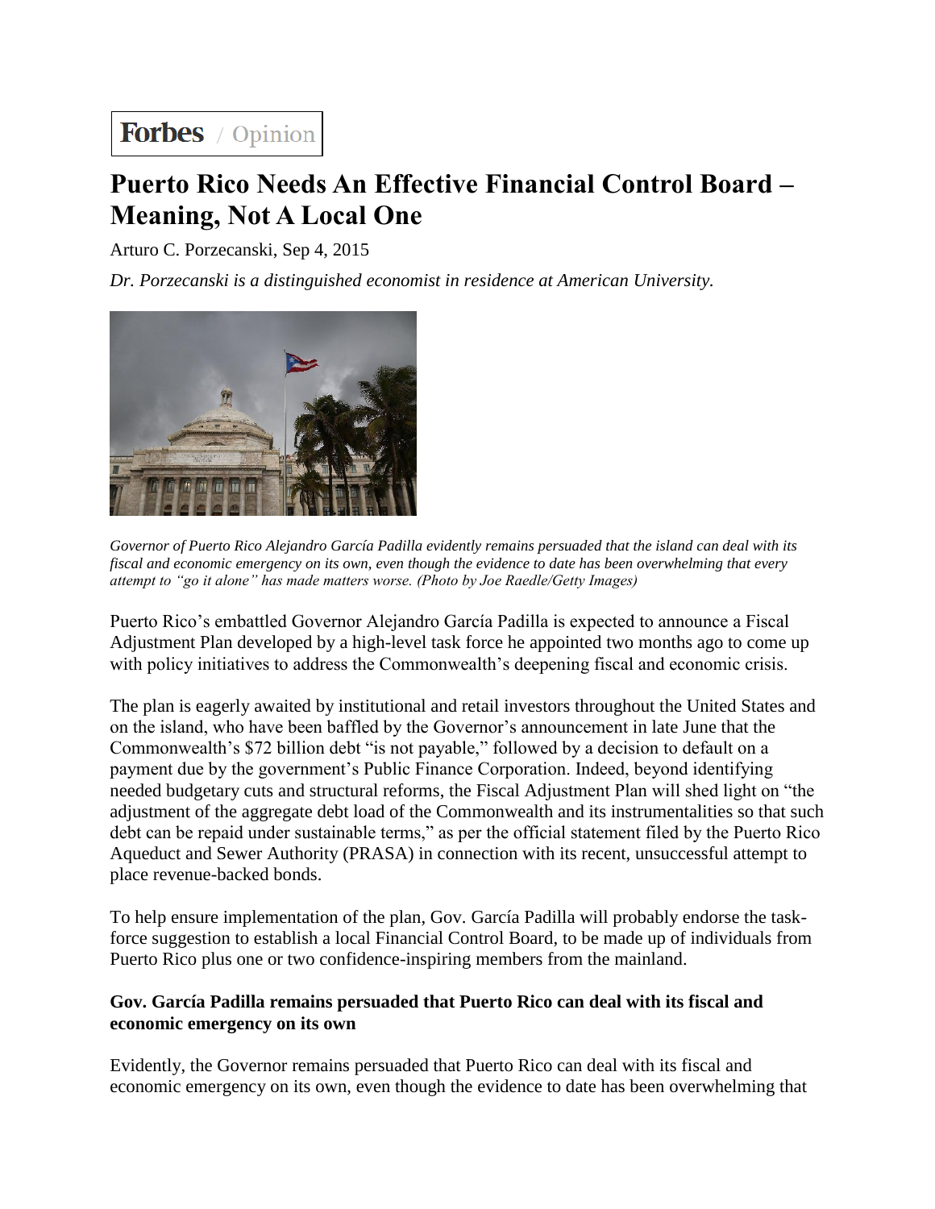**Forbes** / Opinion

# Puerto Rico Needs An Effective Financial Control Board – Meaning, Not A Local One

Arturo C. Porzecanski, Sep 4, 2015

*Dr. Porzecanski is a distinguished economist in residence at American University.*

*Governor of Puerto Rico Alejandro García Padilla evidently remains persuaded that the island can deal with its fiscal and economic emergency on its own, even though the evidence to date has been overwhelming that every attempt to "go it alone" has made matters worse. (Photo by Joe Raedle/Getty Images)*

Puerto Rico's embattled Governor Alejandro García Padilla is expected to announce a Fiscal Adjustment Plan developed by a high-level task force he appointed two months ago to come up with policy initiatives to address the Commonwealth's deepening fiscal and economic crisis.

The plan is eagerly awaited by institutional and retail investors throughout the United States and on the island, who have been baffled by the Governor's announcement in late June that the Commonwealth's $72 billion debt "is not payable," followed by a decision to default on a payment due by the government's Public Finance Corporation. Indeed, beyond identifying needed budgetary cuts and structural reforms, the Fiscal Adjustment Plan will shed light on "the adjustment of the aggregate debt load of the Commonwealth and its instrumentalities so that such debt can be repaid under sustainable terms," as per the official statement filed by the Puerto Rico Aqueduct and Sewer Authority (PRASA) in connection with its recent, unsuccessful attempt to place revenue-backed bonds.

To help ensure implementation of the plan, Gov. García Padilla will probably endorse the task-force suggestion to establish a local Financial Control Board, to be made up of individuals from Puerto Rico plus one or two confidence-inspiring members from the mainland.

**Gov. García Padilla remains persuaded that Puerto Rico can deal with its fiscal and economic emergency on its own**

Evidently, the Governor remains persuaded that Puerto Rico can deal with its fiscal and economic emergency on its own, even though the evidence to date has been overwhelming that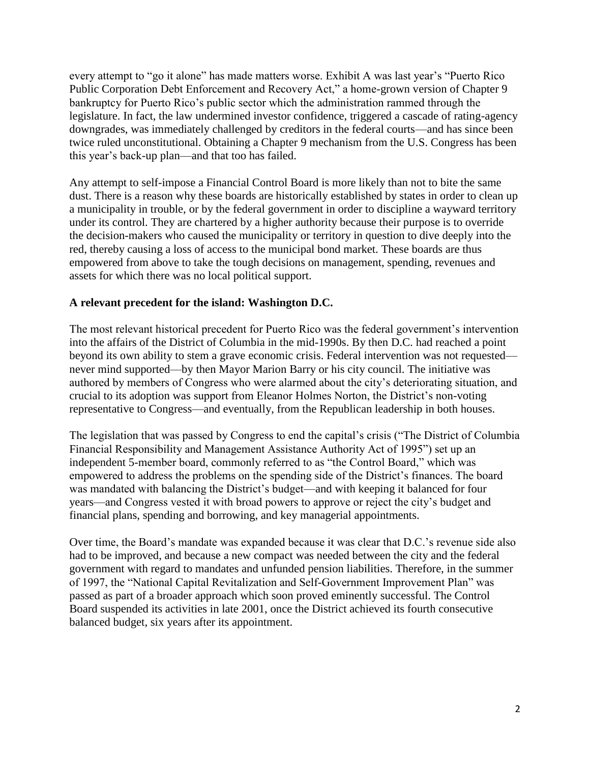every attempt to "go it alone" has made matters worse. Exhibit A was last year's "Puerto Rico Public Corporation Debt Enforcement and Recovery Act," a home-grown version of Chapter 9 bankruptcy for Puerto Rico's public sector which the administration rammed through the legislature. In fact, the law undermined investor confidence, triggered a cascade of rating-agency downgrades, was immediately challenged by creditors in the federal courts—and has since been twice ruled unconstitutional. Obtaining a Chapter 9 mechanism from the U.S. Congress has been this year's back-up plan—and that too has failed.

Any attempt to self-impose a Financial Control Board is more likely than not to bite the same dust. There is a reason why these boards are historically established by states in order to clean up a municipality in trouble, or by the federal government in order to discipline a wayward territory under its control. They are chartered by a higher authority because their purpose is to override the decision-makers who caused the municipality or territory in question to dive deeply into the red, thereby causing a loss of access to the municipal bond market. These boards are thus empowered from above to take the tough decisions on management, spending, revenues and assets for which there was no local political support.

**A relevant precedent for the island: Washington D.C.**

The most relevant historical precedent for Puerto Rico was the federal government's intervention into the affairs of the District of Columbia in the mid-1990s. By then D.C. had reached a point beyond its own ability to stem a grave economic crisis. Federal intervention was not requested—never mind supported—by then Mayor Marion Barry or his city council. The initiative was authored by members of Congress who were alarmed about the city's deteriorating situation, and crucial to its adoption was support from Eleanor Holmes Norton, the District's non-voting representative to Congress—and eventually, from the Republican leadership in both houses.

The legislation that was passed by Congress to end the capital's crisis ("The District of Columbia Financial Responsibility and Management Assistance Authority Act of 1995") set up an independent 5-member board, commonly referred to as "the Control Board," which was empowered to address the problems on the spending side of the District's finances. The board was mandated with balancing the District's budget—and with keeping it balanced for four years—and Congress vested it with broad powers to approve or reject the city's budget and financial plans, spending and borrowing, and key managerial appointments.

Over time, the Board's mandate was expanded because it was clear that D.C.'s revenue side also had to be improved, and because a new compact was needed between the city and the federal government with regard to mandates and unfunded pension liabilities. Therefore, in the summer of 1997, the "National Capital Revitalization and Self-Government Improvement Plan" was passed as part of a broader approach which soon proved eminently successful. The Control Board suspended its activities in late 2001, once the District achieved its fourth consecutive balanced budget, six years after its appointment.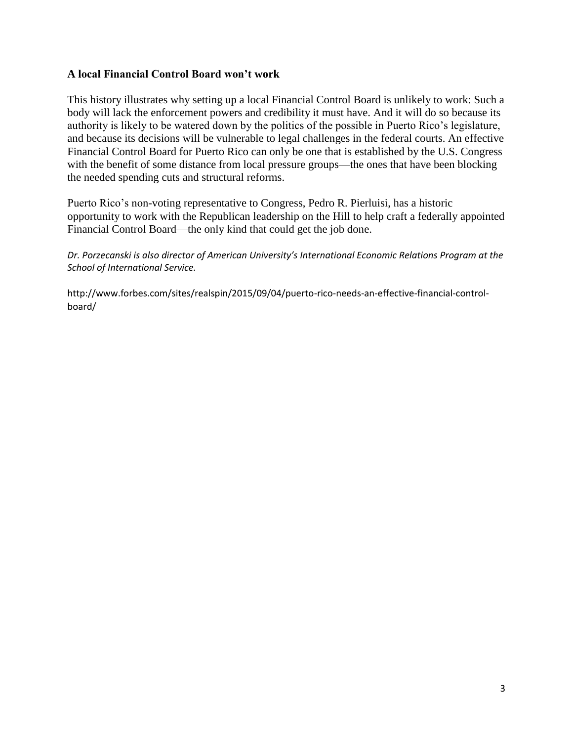### A local Financial Control Board won't work

This history illustrates why setting up a local Financial Control Board is unlikely to work: Such a body will lack the enforcement powers and credibility it must have. And it will do so because its authority is likely to be watered down by the politics of the possible in Puerto Rico's legislature, and because its decisions will be vulnerable to legal challenges in the federal courts. An effective Financial Control Board for Puerto Rico can only be one that is established by the U.S. Congress with the benefit of some distance from local pressure groups—the ones that have been blocking the needed spending cuts and structural reforms.

Puerto Rico's non-voting representative to Congress, Pedro R. Pierluisi, has a historic opportunity to work with the Republican leadership on the Hill to help craft a federally appointed Financial Control Board—the only kind that could get the job done.

*Dr. Porzecanski is also director of American University's International Economic Relations Program at the School of International Service.*

http://www.forbes.com/sites/realspin/2015/09/04/puerto-rico-needs-an-effective-financial-control-board/